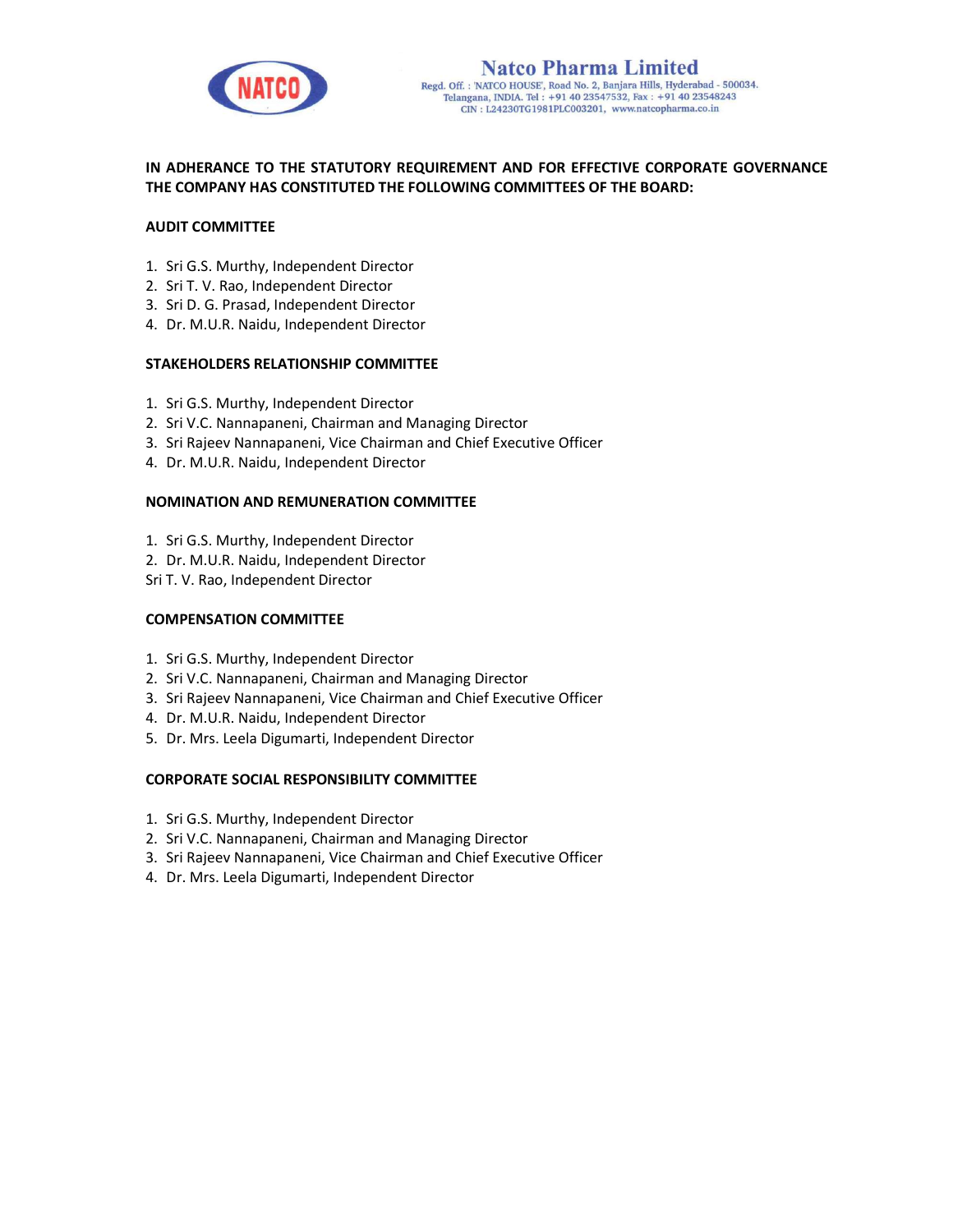# Natco Pharma Limited

Regd. Off. : 'NATCO HOUSE', Road No. 2, Banjara Hills, Hyderabad - 500034.
Telangana, INDIA. Tel : +91 40 23547532, Fax : +91 40 23548243
CIN : L24230TG1981PLC003201, www.natcopharma.co.in

**IN ADHERANCE TO THE STATUTORY REQUIREMENT AND FOR EFFECTIVE CORPORATE GOVERNANCE THE COMPANY HAS CONSTITUTED THE FOLLOWING COMMITTEES OF THE BOARD:**

## AUDIT COMMITTEE

1. Sri G.S. Murthy, Independent Director
2. Sri T. V. Rao, Independent Director
3. Sri D. G. Prasad, Independent Director
4. Dr. M.U.R. Naidu, Independent Director

## STAKEHOLDERS RELATIONSHIP COMMITTEE

1. Sri G.S. Murthy, Independent Director
2. Sri V.C. Nannapaneni, Chairman and Managing Director
3. Sri Rajeev Nannapaneni, Vice Chairman and Chief Executive Officer
4. Dr. M.U.R. Naidu, Independent Director

## NOMINATION AND REMUNERATION COMMITTEE

1. Sri G.S. Murthy, Independent Director
2. Dr. M.U.R. Naidu, Independent Director

Sri T. V. Rao, Independent Director

## COMPENSATION COMMITTEE

1. Sri G.S. Murthy, Independent Director
2. Sri V.C. Nannapaneni, Chairman and Managing Director
3. Sri Rajeev Nannapaneni, Vice Chairman and Chief Executive Officer
4. Dr. M.U.R. Naidu, Independent Director
5. Dr. Mrs. Leela Digumarti, Independent Director

## CORPORATE SOCIAL RESPONSIBILITY COMMITTEE

1. Sri G.S. Murthy, Independent Director
2. Sri V.C. Nannapaneni, Chairman and Managing Director
3. Sri Rajeev Nannapaneni, Vice Chairman and Chief Executive Officer
4. Dr. Mrs. Leela Digumarti, Independent Director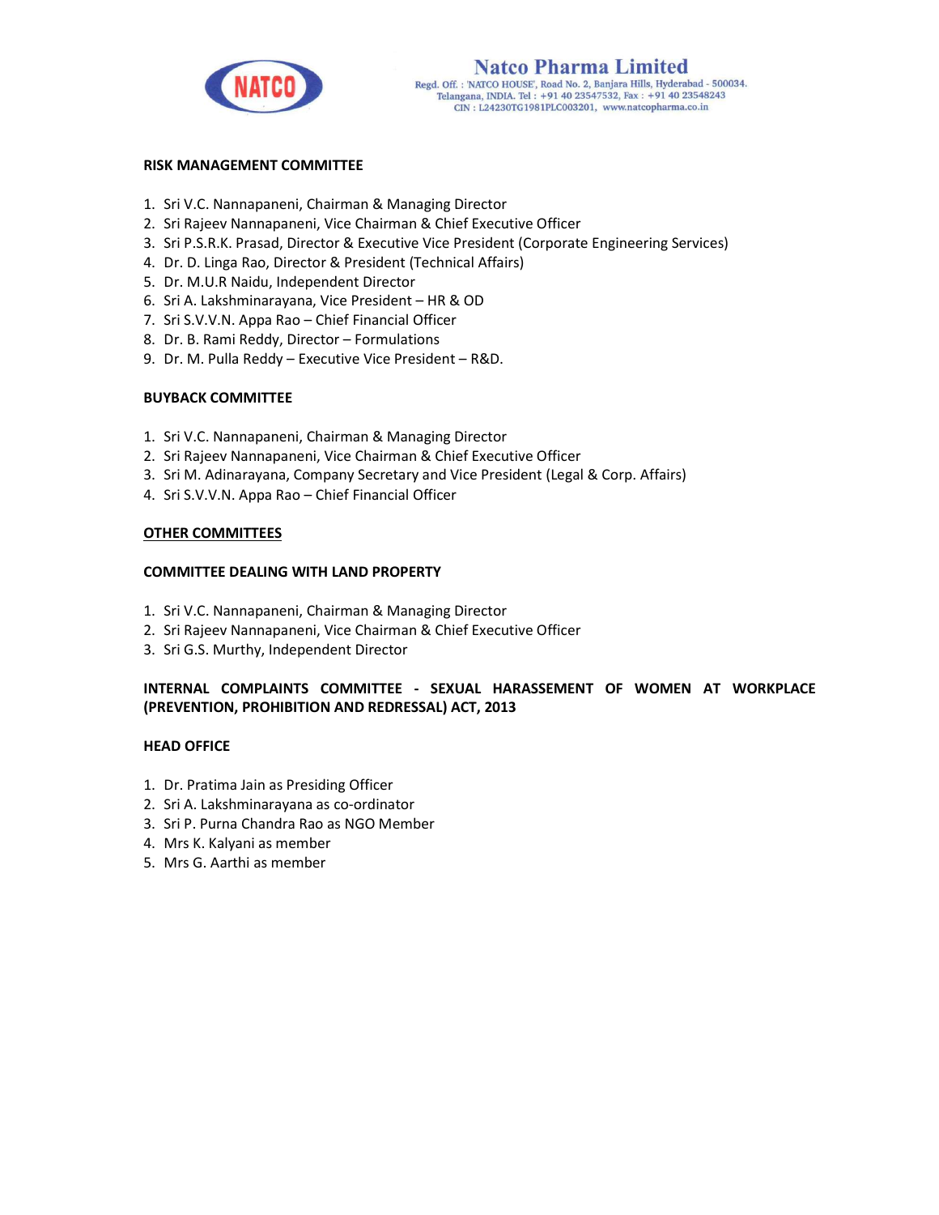**RISK MANAGEMENT COMMITTEE**

1. Sri V.C. Nannapaneni, Chairman & Managing Director
2. Sri Rajeev Nannapaneni, Vice Chairman & Chief Executive Officer
3. Sri P.S.R.K. Prasad, Director & Executive Vice President (Corporate Engineering Services)
4. Dr. D. Linga Rao, Director & President (Technical Affairs)
5. Dr. M.U.R Naidu, Independent Director
6. Sri A. Lakshminarayana, Vice President – HR & OD
7. Sri S.V.V.N. Appa Rao – Chief Financial Officer
8. Dr. B. Rami Reddy, Director – Formulations
9. Dr. M. Pulla Reddy – Executive Vice President – R&D.

**BUYBACK COMMITTEE**

1. Sri V.C. Nannapaneni, Chairman & Managing Director
2. Sri Rajeev Nannapaneni, Vice Chairman & Chief Executive Officer
3. Sri M. Adinarayana, Company Secretary and Vice President (Legal & Corp. Affairs)
4. Sri S.V.V.N. Appa Rao – Chief Financial Officer

**OTHER COMMITTEES**

**COMMITTEE DEALING WITH LAND PROPERTY**

1. Sri V.C. Nannapaneni, Chairman & Managing Director
2. Sri Rajeev Nannapaneni, Vice Chairman & Chief Executive Officer
3. Sri G.S. Murthy, Independent Director

**INTERNAL COMPLAINTS COMMITTEE - SEXUAL HARASSEMENT OF WOMEN AT WORKPLACE (PREVENTION, PROHIBITION AND REDRESSAL) ACT, 2013**

**HEAD OFFICE**

1. Dr. Pratima Jain as Presiding Officer
2. Sri A. Lakshminarayana as co-ordinator
3. Sri P. Purna Chandra Rao as NGO Member
4. Mrs K. Kalyani as member
5. Mrs G. Aarthi as member